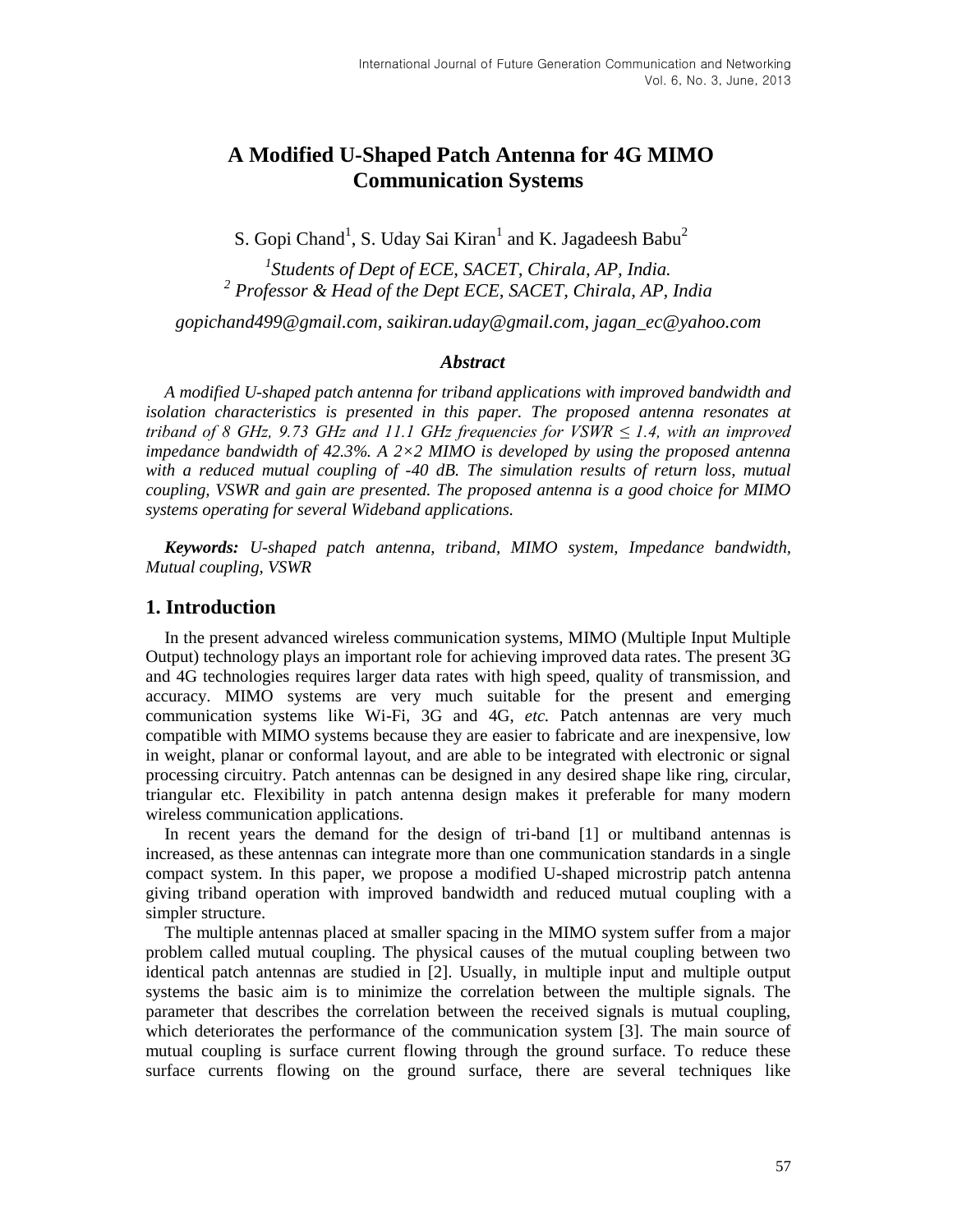# A Modified U-Shaped Patch Antenna for 4G MIMO Communication Systems

S. Gopi Chand[1], S. Uday Sai Kiran[1] and K. Jagadeesh Babu[2]

[1] *Students of Dept of ECE, SACET, Chirala, AP, India.*
[2] *Professor & Head of the Dept ECE, SACET, Chirala, AP, India*

*gopichand499@gmail.com, saikiran.uday@gmail.com, jagan_ec@yahoo.com*

### *Abstract*

*A modified U-shaped patch antenna for triband applications with improved bandwidth and isolation characteristics is presented in this paper. The proposed antenna resonates at triband of 8 GHz, 9.73 GHz and 11.1 GHz frequencies for VSWR ≤ 1.4, with an improved impedance bandwidth of 42.3%. A 2×2 MIMO is developed by using the proposed antenna with a reduced mutual coupling of -40 dB. The simulation results of return loss, mutual coupling, VSWR and gain are presented. The proposed antenna is a good choice for MIMO systems operating for several Wideband applications.*

***Keywords:*** *U-shaped patch antenna, triband, MIMO system, Impedance bandwidth, Mutual coupling, VSWR*

## 1. Introduction

In the present advanced wireless communication systems, MIMO (Multiple Input Multiple Output) technology plays an important role for achieving improved data rates. The present 3G and 4G technologies requires larger data rates with high speed, quality of transmission, and accuracy. MIMO systems are very much suitable for the present and emerging communication systems like Wi-Fi, 3G and 4G, *etc.* Patch antennas are very much compatible with MIMO systems because they are easier to fabricate and are inexpensive, low in weight, planar or conformal layout, and are able to be integrated with electronic or signal processing circuitry. Patch antennas can be designed in any desired shape like ring, circular, triangular etc. Flexibility in patch antenna design makes it preferable for many modern wireless communication applications.

In recent years the demand for the design of tri-band [1] or multiband antennas is increased, as these antennas can integrate more than one communication standards in a single compact system. In this paper, we propose a modified U-shaped microstrip patch antenna giving triband operation with improved bandwidth and reduced mutual coupling with a simpler structure.

The multiple antennas placed at smaller spacing in the MIMO system suffer from a major problem called mutual coupling. The physical causes of the mutual coupling between two identical patch antennas are studied in [2]. Usually, in multiple input and multiple output systems the basic aim is to minimize the correlation between the multiple signals. The parameter that describes the correlation between the received signals is mutual coupling, which deteriorates the performance of the communication system [3]. The main source of mutual coupling is surface current flowing through the ground surface. To reduce these surface currents flowing on the ground surface, there are several techniques like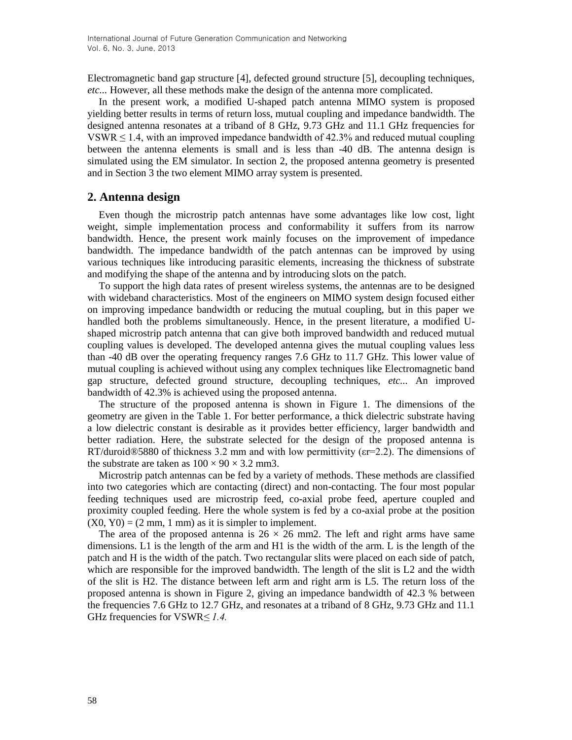Electromagnetic band gap structure [4], defected ground structure [5], decoupling techniques, *etc*... However, all these methods make the design of the antenna more complicated.

In the present work, a modified U-shaped patch antenna MIMO system is proposed yielding better results in terms of return loss, mutual coupling and impedance bandwidth. The designed antenna resonates at a triband of 8 GHz, 9.73 GHz and 11.1 GHz frequencies for VSWR ≤ 1.4, with an improved impedance bandwidth of 42.3% and reduced mutual coupling between the antenna elements is small and is less than -40 dB. The antenna design is simulated using the EM simulator. In section 2, the proposed antenna geometry is presented and in Section 3 the two element MIMO array system is presented.

## 2. Antenna design

Even though the microstrip patch antennas have some advantages like low cost, light weight, simple implementation process and conformability it suffers from its narrow bandwidth. Hence, the present work mainly focuses on the improvement of impedance bandwidth. The impedance bandwidth of the patch antennas can be improved by using various techniques like introducing parasitic elements, increasing the thickness of substrate and modifying the shape of the antenna and by introducing slots on the patch.

To support the high data rates of present wireless systems, the antennas are to be designed with wideband characteristics. Most of the engineers on MIMO system design focused either on improving impedance bandwidth or reducing the mutual coupling, but in this paper we handled both the problems simultaneously. Hence, in the present literature, a modified U-shaped microstrip patch antenna that can give both improved bandwidth and reduced mutual coupling values is developed. The developed antenna gives the mutual coupling values less than -40 dB over the operating frequency ranges 7.6 GHz to 11.7 GHz. This lower value of mutual coupling is achieved without using any complex techniques like Electromagnetic band gap structure, defected ground structure, decoupling techniques, *etc*... An improved bandwidth of 42.3% is achieved using the proposed antenna.

The structure of the proposed antenna is shown in Figure 1. The dimensions of the geometry are given in the Table 1. For better performance, a thick dielectric substrate having a low dielectric constant is desirable as it provides better efficiency, larger bandwidth and better radiation. Here, the substrate selected for the design of the proposed antenna is RT/duroid®5880 of thickness 3.2 mm and with low permittivity ($\varepsilon r$=2.2). The dimensions of the substrate are taken as 100 × 90 × 3.2 mm3.

Microstrip patch antennas can be fed by a variety of methods. These methods are classified into two categories which are contacting (direct) and non-contacting. The four most popular feeding techniques used are microstrip feed, co-axial probe feed, aperture coupled and proximity coupled feeding. Here the whole system is fed by a co-axial probe at the position (X0, Y0) = (2 mm, 1 mm) as it is simpler to implement.

The area of the proposed antenna is 26 × 26 mm2. The left and right arms have same dimensions. L1 is the length of the arm and H1 is the width of the arm. L is the length of the patch and H is the width of the patch. Two rectangular slits were placed on each side of patch, which are responsible for the improved bandwidth. The length of the slit is L2 and the width of the slit is H2. The distance between left arm and right arm is L5. The return loss of the proposed antenna is shown in Figure 2, giving an impedance bandwidth of 42.3 % between the frequencies 7.6 GHz to 12.7 GHz, and resonates at a triband of 8 GHz, 9.73 GHz and 11.1 GHz frequencies for VSWR≤ *1.4.*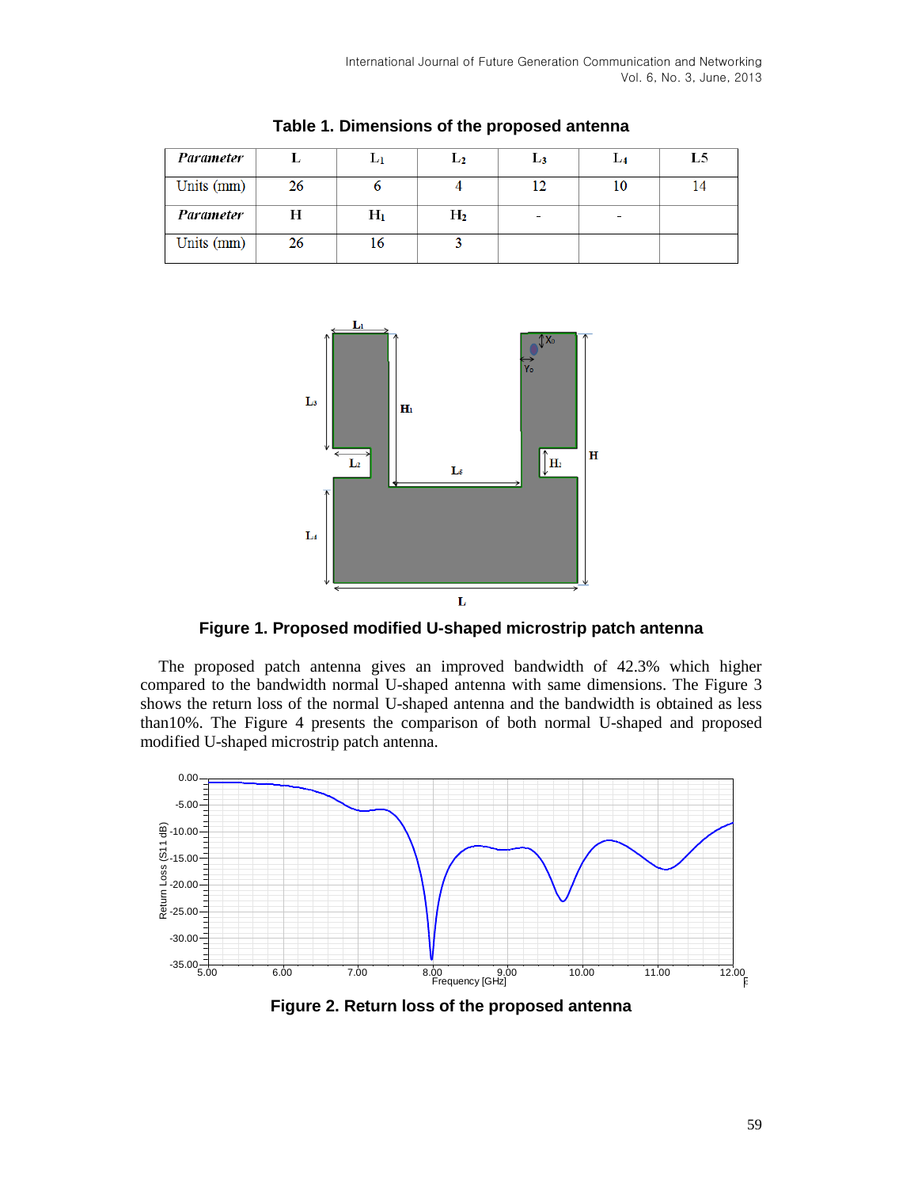**Table 1. Dimensions of the proposed antenna**

| *Parameter* | L | $L_1$ | $L_2$ | $L_3$ | $L_4$ | L5 |
|---|---|---|---|---|---|---|
| Units (mm) | 26 | 6 | 4 | 12 | 10 | 14 |
| *Parameter* | H | $H_1$ | $H_2$ | - | - | |
| Units (mm) | 26 | 16 | 3 | | | |

**Figure 1. Proposed modified U-shaped microstrip patch antenna**

The proposed patch antenna gives an improved bandwidth of 42.3% which higher compared to the bandwidth normal U-shaped antenna with same dimensions. The Figure 3 shows the return loss of the normal U-shaped antenna and the bandwidth is obtained as less than10%. The Figure 4 presents the comparison of both normal U-shaped and proposed modified U-shaped microstrip patch antenna.

**Figure 2. Return loss of the proposed antenna**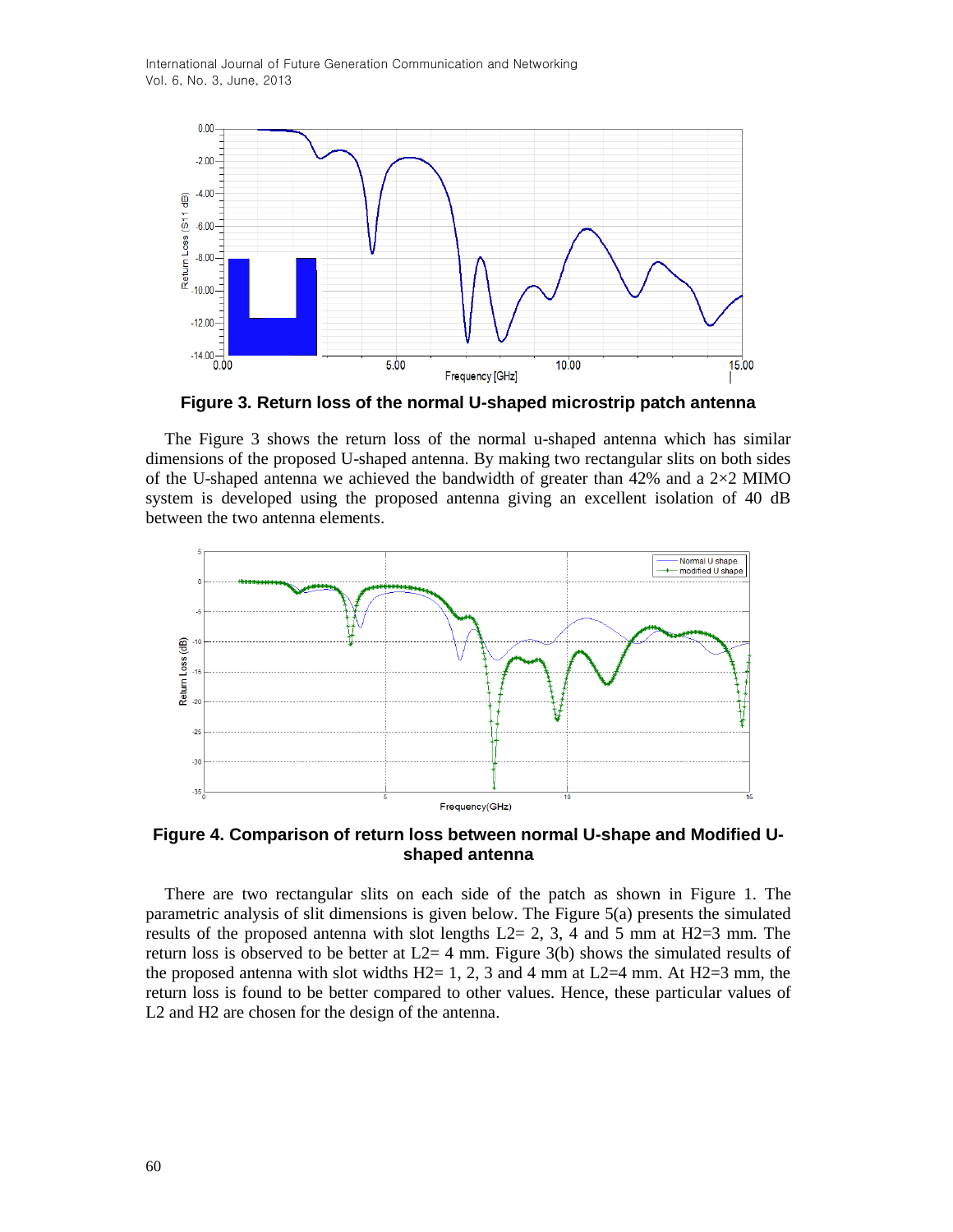**Figure 3. Return loss of the normal U-shaped microstrip patch antenna**

The Figure 3 shows the return loss of the normal u-shaped antenna which has similar dimensions of the proposed U-shaped antenna. By making two rectangular slits on both sides of the U-shaped antenna we achieved the bandwidth of greater than 42% and a 2×2 MIMO system is developed using the proposed antenna giving an excellent isolation of 40 dB between the two antenna elements.

**Figure 4. Comparison of return loss between normal U-shape and Modified U-shaped antenna**

There are two rectangular slits on each side of the patch as shown in Figure 1. The parametric analysis of slit dimensions is given below. The Figure 5(a) presents the simulated results of the proposed antenna with slot lengths L2= 2, 3, 4 and 5 mm at H2=3 mm. The return loss is observed to be better at L2= 4 mm. Figure 3(b) shows the simulated results of the proposed antenna with slot widths H2= 1, 2, 3 and 4 mm at L2=4 mm. At H2=3 mm, the return loss is found to be better compared to other values. Hence, these particular values of L2 and H2 are chosen for the design of the antenna.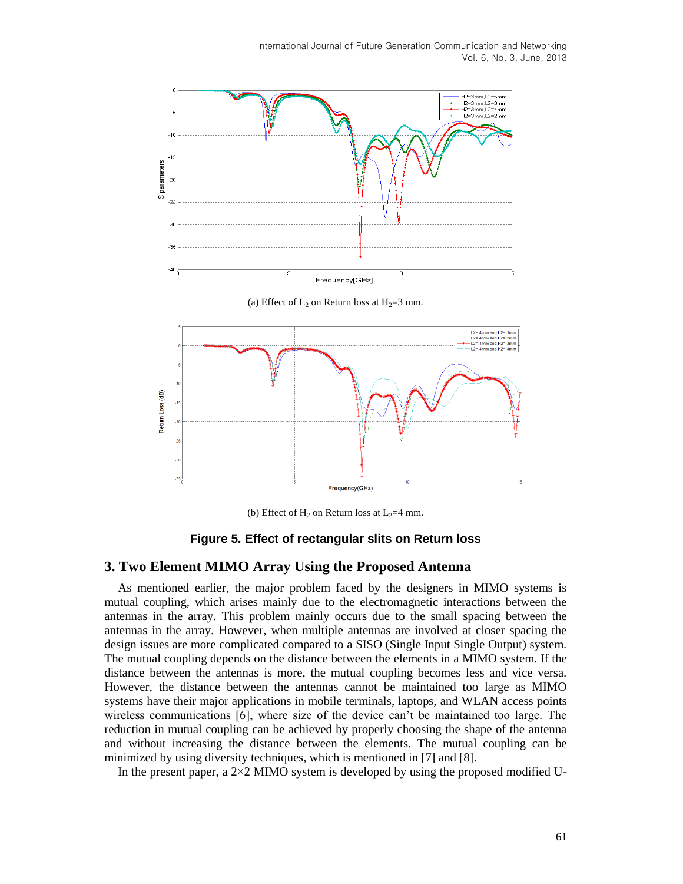(a) Effect of $L_2$ on Return loss at $H_2$=3 mm.

(b) Effect of $H_2$ on Return loss at $L_2$=4 mm.

**Figure 5. Effect of rectangular slits on Return loss**

## 3. Two Element MIMO Array Using the Proposed Antenna

As mentioned earlier, the major problem faced by the designers in MIMO systems is mutual coupling, which arises mainly due to the electromagnetic interactions between the antennas in the array. This problem mainly occurs due to the small spacing between the antennas in the array. However, when multiple antennas are involved at closer spacing the design issues are more complicated compared to a SISO (Single Input Single Output) system. The mutual coupling depends on the distance between the elements in a MIMO system. If the distance between the antennas is more, the mutual coupling becomes less and vice versa. However, the distance between the antennas cannot be maintained too large as MIMO systems have their major applications in mobile terminals, laptops, and WLAN access points wireless communications [6], where size of the device can't be maintained too large. The reduction in mutual coupling can be achieved by properly choosing the shape of the antenna and without increasing the distance between the elements. The mutual coupling can be minimized by using diversity techniques, which is mentioned in [7] and [8].

In the present paper, a 2×2 MIMO system is developed by using the proposed modified U-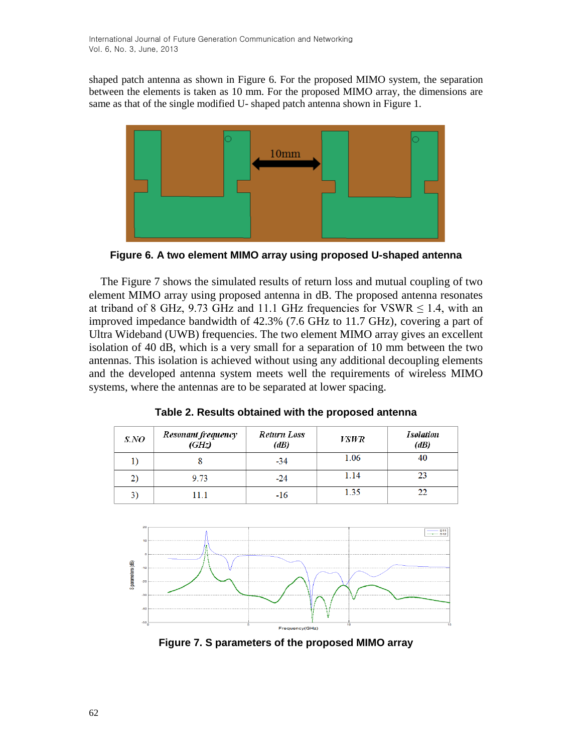shaped patch antenna as shown in Figure 6. For the proposed MIMO system, the separation between the elements is taken as 10 mm. For the proposed MIMO array, the dimensions are same as that of the single modified U- shaped patch antenna shown in Figure 1.

**Figure 6. A two element MIMO array using proposed U-shaped antenna**

The Figure 7 shows the simulated results of return loss and mutual coupling of two element MIMO array using proposed antenna in dB. The proposed antenna resonates at triband of 8 GHz, 9.73 GHz and 11.1 GHz frequencies for VSWR $\leq$ 1.4, with an improved impedance bandwidth of 42.3% (7.6 GHz to 11.7 GHz), covering a part of Ultra Wideband (UWB) frequencies. The two element MIMO array gives an excellent isolation of 40 dB, which is a very small for a separation of 10 mm between the two antennas. This isolation is achieved without using any additional decoupling elements and the developed antenna system meets well the requirements of wireless MIMO systems, where the antennas are to be separated at lower spacing.

**Table 2. Results obtained with the proposed antenna**

| *S.NO* | *Resonant frequency (GHz)* | *Return Loss (dB)* | *VSWR* | *Isolation (dB)* |
|---|---|---|---|---|
| 1) | 8 | -34 | 1.06 | 40 |
| 2) | 9.73 | -24 | 1.14 | 23 |
| 3) | 11.1 | -16 | 1.35 | 22 |

**Figure 7. S parameters of the proposed MIMO array**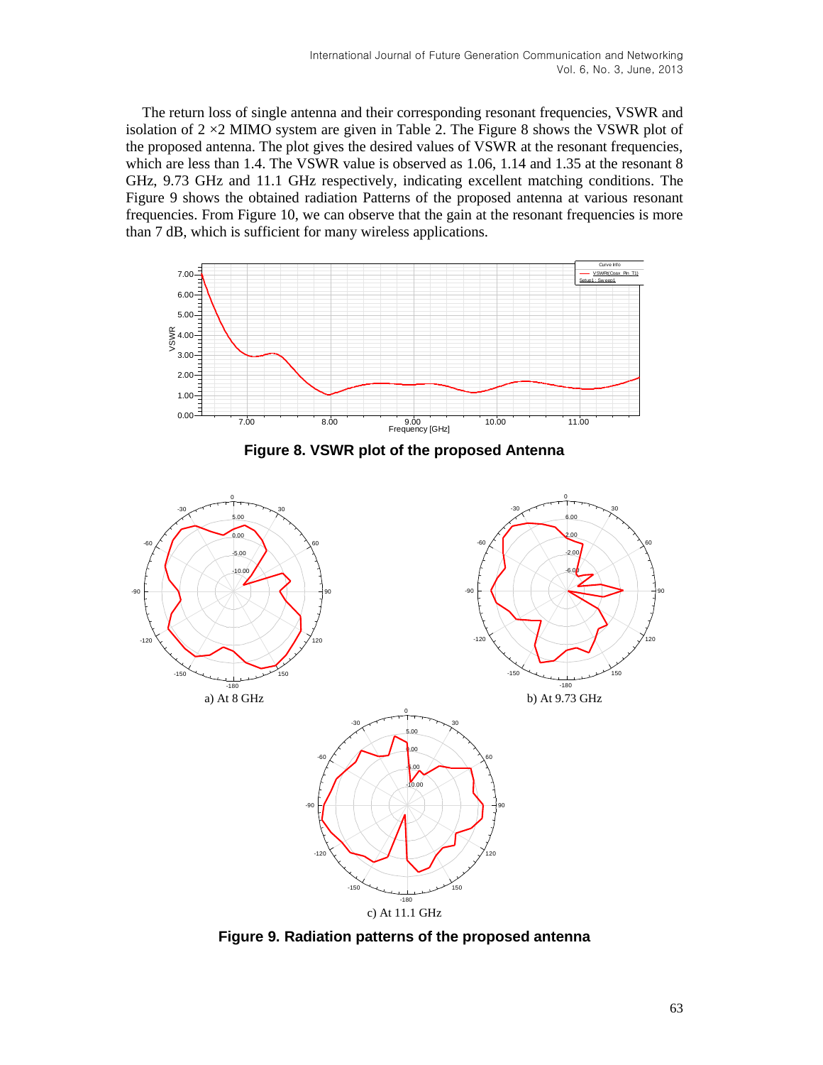The return loss of single antenna and their corresponding resonant frequencies, VSWR and isolation of 2 ×2 MIMO system are given in Table 2. The Figure 8 shows the VSWR plot of the proposed antenna. The plot gives the desired values of VSWR at the resonant frequencies, which are less than 1.4. The VSWR value is observed as 1.06, 1.14 and 1.35 at the resonant 8 GHz, 9.73 GHz and 11.1 GHz respectively, indicating excellent matching conditions. The Figure 9 shows the obtained radiation Patterns of the proposed antenna at various resonant frequencies. From Figure 10, we can observe that the gain at the resonant frequencies is more than 7 dB, which is sufficient for many wireless applications.

**Figure 8. VSWR plot of the proposed Antenna**

a) At 8 GHz

b) At 9.73 GHz

c) At 11.1 GHz

**Figure 9. Radiation patterns of the proposed antenna**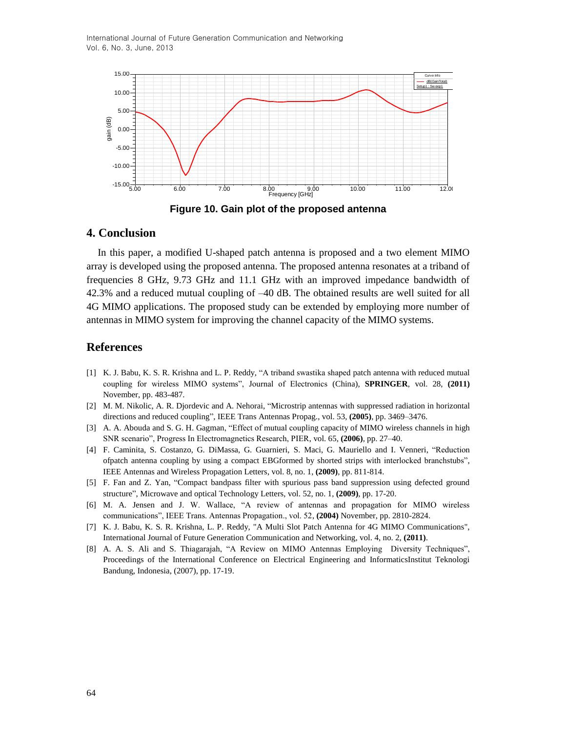Figure 10. Gain plot of the proposed antenna

## 4. Conclusion

In this paper, a modified U-shaped patch antenna is proposed and a two element MIMO array is developed using the proposed antenna. The proposed antenna resonates at a triband of frequencies 8 GHz, 9.73 GHz and 11.1 GHz with an improved impedance bandwidth of 42.3% and a reduced mutual coupling of –40 dB. The obtained results are well suited for all 4G MIMO applications. The proposed study can be extended by employing more number of antennas in MIMO system for improving the channel capacity of the MIMO systems.

## References

[1] K. J. Babu, K. S. R. Krishna and L. P. Reddy, “A triband swastika shaped patch antenna with reduced mutual coupling for wireless MIMO systems”, Journal of Electronics (China), **SPRINGER**, vol. 28, **(2011)** November, pp. 483-487.

[2] M. M. Nikolic, A. R. Djordevic and A. Nehorai, “Microstrip antennas with suppressed radiation in horizontal directions and reduced coupling”, IEEE Trans Antennas Propag., vol. 53, **(2005)**, pp. 3469–3476.

[3] A. A. Abouda and S. G. H. Gagman, “Effect of mutual coupling capacity of MIMO wireless channels in high SNR scenario”, Progress In Electromagnetics Research, PIER, vol. 65, **(2006)**, pp. 27–40.

[4] F. Caminita, S. Costanzo, G. DiMassa, G. Guarnieri, S. Maci, G. Mauriello and I. Venneri, “Reduction ofpatch antenna coupling by using a compact EBGformed by shorted strips with interlocked branchstubs”, IEEE Antennas and Wireless Propagation Letters, vol. 8, no. 1, **(2009)**, pp. 811-814.

[5] F. Fan and Z. Yan, “Compact bandpass filter with spurious pass band suppression using defected ground structure”, Microwave and optical Technology Letters, vol. 52, no. 1, **(2009)**, pp. 17-20.

[6] M. A. Jensen and J. W. Wallace, “A review of antennas and propagation for MIMO wireless communications”, IEEE Trans. Antennas Propagation., vol. 52, **(2004)** November, pp. 2810-2824.

[7] K. J. Babu, K. S. R. Krishna, L. P. Reddy, "A Multi Slot Patch Antenna for 4G MIMO Communications", International Journal of Future Generation Communication and Networking, vol. 4, no. 2, **(2011)**.

[8] A. A. S. Ali and S. Thiagarajah, “A Review on MIMO Antennas Employing Diversity Techniques”, Proceedings of the International Conference on Electrical Engineering and InformaticsInstitut Teknologi Bandung, Indonesia, (2007), pp. 17-19.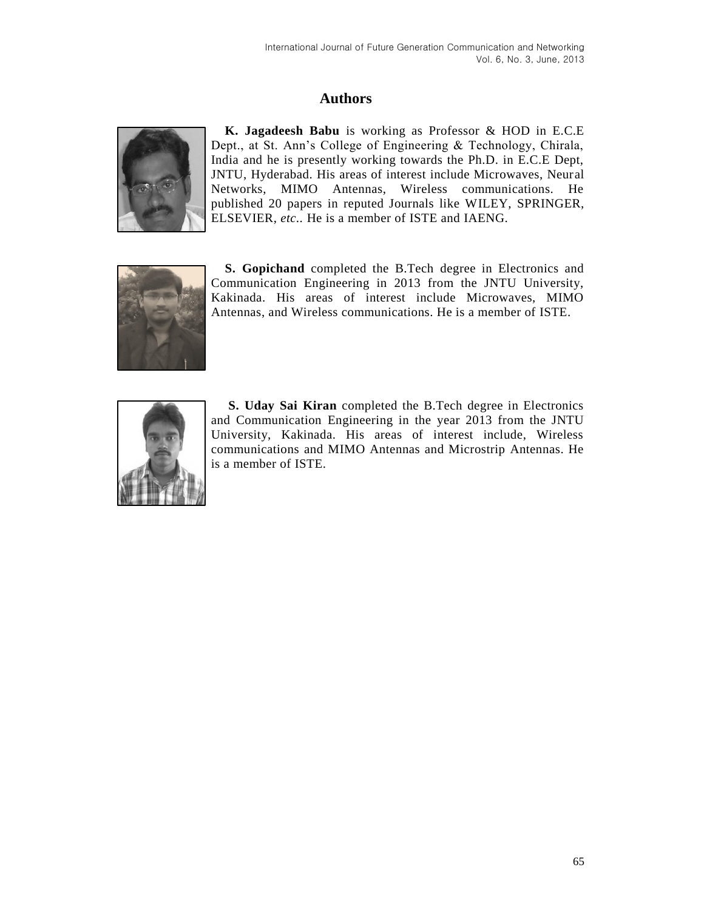# Authors

**K. Jagadeesh Babu** is working as Professor & HOD in E.C.E Dept., at St. Ann's College of Engineering & Technology, Chirala, India and he is presently working towards the Ph.D. in E.C.E Dept, JNTU, Hyderabad. His areas of interest include Microwaves, Neural Networks, MIMO Antennas, Wireless communications. He published 20 papers in reputed Journals like WILEY, SPRINGER, ELSEVIER, *etc*.. He is a member of ISTE and IAENG.

**S. Gopichand** completed the B.Tech degree in Electronics and Communication Engineering in 2013 from the JNTU University, Kakinada. His areas of interest include Microwaves, MIMO Antennas, and Wireless communications. He is a member of ISTE.

**S. Uday Sai Kiran** completed the B.Tech degree in Electronics and Communication Engineering in the year 2013 from the JNTU University, Kakinada. His areas of interest include, Wireless communications and MIMO Antennas and Microstrip Antennas. He is a member of ISTE.